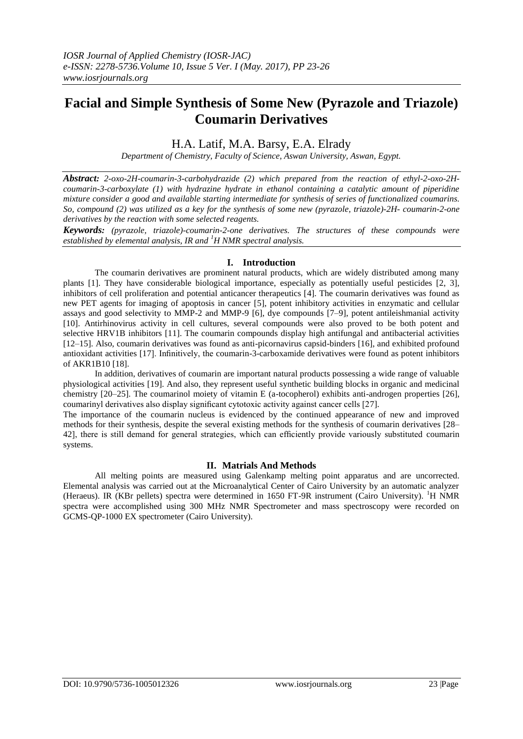# Facial and Simple Synthesis of Some New (Pyrazole and Triazole) Coumarin Derivatives

H.A. Latif, M.A. Barsy, E.A. Elrady

*Department of Chemistry, Faculty of Science, Aswan University, Aswan, Egypt.*

***Abstract:*** *2-oxo-2H-coumarin-3-carbohydrazide (2) which prepared from the reaction of ethyl-2-oxo-2H-coumarin-3-carboxylate (1) with hydrazine hydrate in ethanol containing a catalytic amount of piperidine mixture consider a good and available starting intermediate for synthesis of series of functionalized coumarins. So, compound (2) was utilized as a key for the synthesis of some new (pyrazole, triazole)-2H- coumarin-2-one derivatives by the reaction with some selected reagents.*

***Keywords:*** *(pyrazole, triazole)-coumarin-2-one derivatives. The structures of these compounds were established by elemental analysis, IR and $^1H$ NMR spectral analysis.*

## I. Introduction

The coumarin derivatives are prominent natural products, which are widely distributed among many plants [1]. They have considerable biological importance, especially as potentially useful pesticides [2, 3], inhibitors of cell proliferation and potential anticancer therapeutics [4]. The coumarin derivatives was found as new PET agents for imaging of apoptosis in cancer [5], potent inhibitory activities in enzymatic and cellular assays and good selectivity to MMP-2 and MMP-9 [6], dye compounds [7–9], potent antileishmanial activity [10]. Antirhinovirus activity in cell cultures, several compounds were also proved to be both potent and selective HRV1B inhibitors [11]. The coumarin compounds display high antifungal and antibacterial activities [12–15]. Also, coumarin derivatives was found as anti-picornavirus capsid-binders [16], and exhibited profound antioxidant activities [17]. Infinitively, the coumarin-3-carboxamide derivatives were found as potent inhibitors of AKR1B10 [18].

In addition, derivatives of coumarin are important natural products possessing a wide range of valuable physiological activities [19]. And also, they represent useful synthetic building blocks in organic and medicinal chemistry [20–25]. The coumarinol moiety of vitamin E (a-tocopherol) exhibits anti-androgen properties [26], coumarinyl derivatives also display significant cytotoxic activity against cancer cells [27].

The importance of the coumarin nucleus is evidenced by the continued appearance of new and improved methods for their synthesis, despite the several existing methods for the synthesis of coumarin derivatives [28–42], there is still demand for general strategies, which can efficiently provide variously substituted coumarin systems.

## II. Matrials And Methods

All melting points are measured using Galenkamp melting point apparatus and are uncorrected. Elemental analysis was carried out at the Microanalytical Center of Cairo University by an automatic analyzer (Heraeus). IR (KBr pellets) spectra were determined in 1650 FT-9R instrument (Cairo University). $^1H$ NMR spectra were accomplished using 300 MHz NMR Spectrometer and mass spectroscopy were recorded on GCMS-QP-1000 EX spectrometer (Cairo University).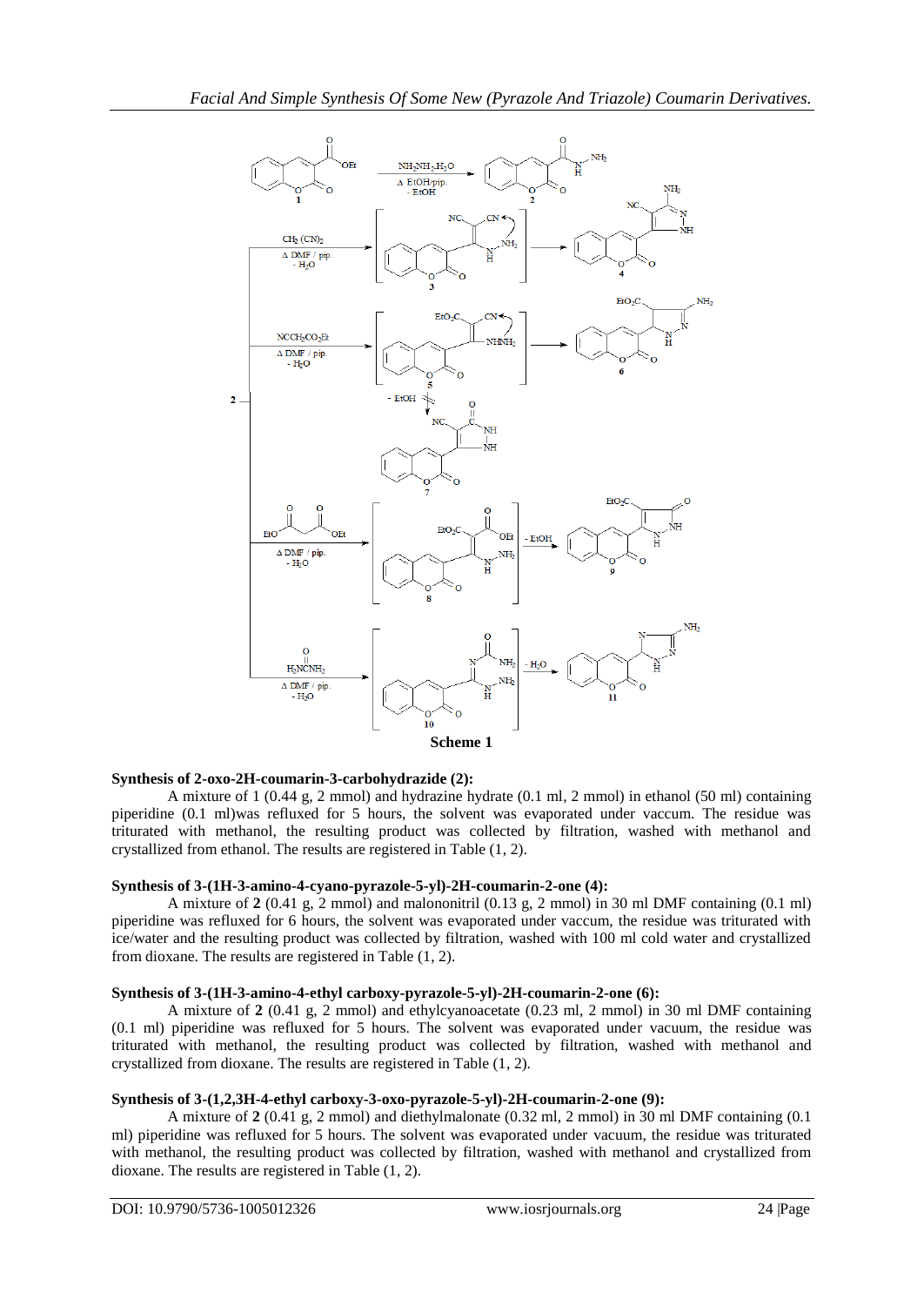**Scheme 1**

### Synthesis of 2-oxo-2H-coumarin-3-carbohydrazide (2):

A mixture of 1 (0.44 g, 2 mmol) and hydrazine hydrate (0.1 ml, 2 mmol) in ethanol (50 ml) containing piperidine (0.1 ml)was refluxed for 5 hours, the solvent was evaporated under vaccum. The residue was triturated with methanol, the resulting product was collected by filtration, washed with methanol and crystallized from ethanol. The results are registered in Table (1, 2).

### Synthesis of 3-(1H-3-amino-4-cyano-pyrazole-5-yl)-2H-coumarin-2-one (4):

A mixture of **2** (0.41 g, 2 mmol) and malononitril (0.13 g, 2 mmol) in 30 ml DMF containing (0.1 ml) piperidine was refluxed for 6 hours, the solvent was evaporated under vaccum, the residue was triturated with ice/water and the resulting product was collected by filtration, washed with 100 ml cold water and crystallized from dioxane. The results are registered in Table (1, 2).

### Synthesis of 3-(1H-3-amino-4-ethyl carboxy-pyrazole-5-yl)-2H-coumarin-2-one (6):

A mixture of **2** (0.41 g, 2 mmol) and ethylcyanoacetate (0.23 ml, 2 mmol) in 30 ml DMF containing (0.1 ml) piperidine was refluxed for 5 hours. The solvent was evaporated under vacuum, the residue was triturated with methanol, the resulting product was collected by filtration, washed with methanol and crystallized from dioxane. The results are registered in Table (1, 2).

### Synthesis of 3-(1,2,3H-4-ethyl carboxy-3-oxo-pyrazole-5-yl)-2H-coumarin-2-one (9):

A mixture of **2** (0.41 g, 2 mmol) and diethylmalonate (0.32 ml, 2 mmol) in 30 ml DMF containing (0.1 ml) piperidine was refluxed for 5 hours. The solvent was evaporated under vacuum, the residue was triturated with methanol, the resulting product was collected by filtration, washed with methanol and crystallized from dioxane. The results are registered in Table (1, 2).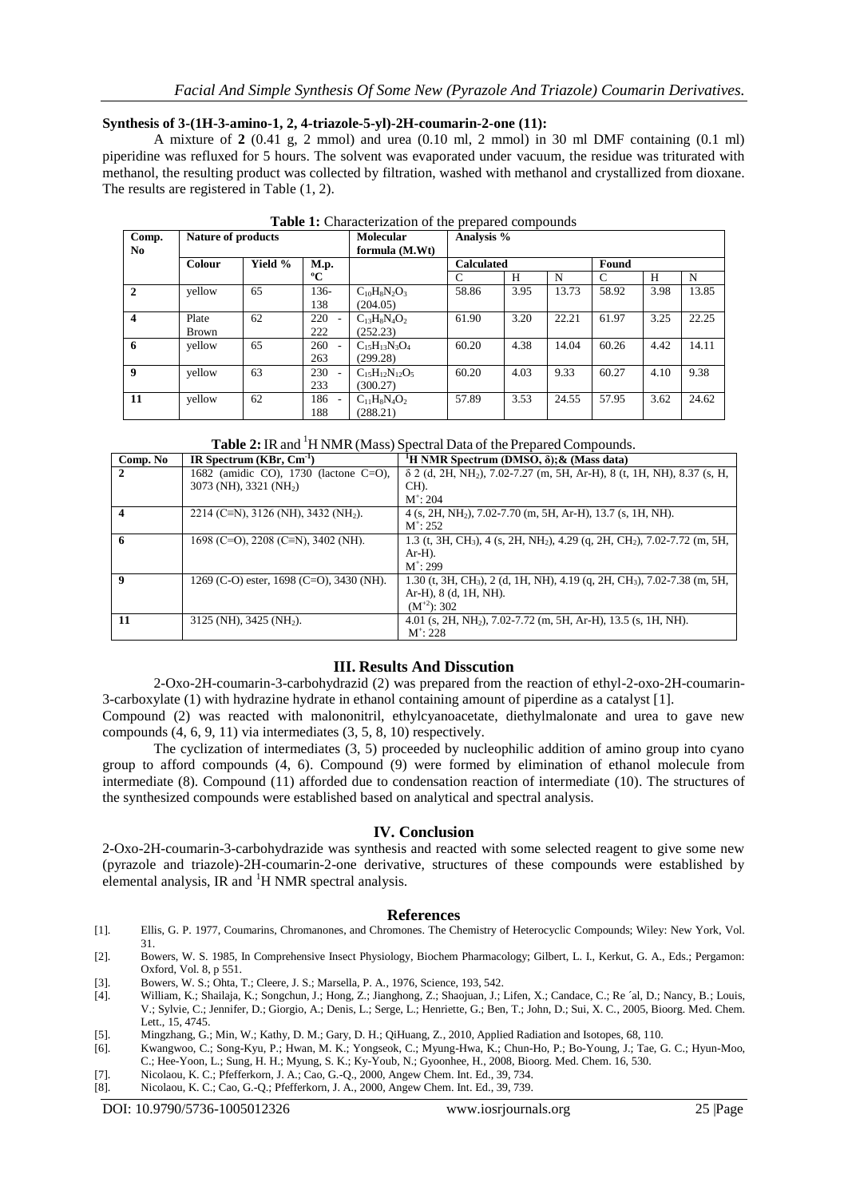**Synthesis of 3-(1H-3-amino-1, 2, 4-triazole-5-yl)-2H-coumarin-2-one (11):**

A mixture of **2** (0.41 g, 2 mmol) and urea (0.10 ml, 2 mmol) in 30 ml DMF containing (0.1 ml) piperidine was refluxed for 5 hours. The solvent was evaporated under vacuum, the residue was triturated with methanol, the resulting product was collected by filtration, washed with methanol and crystallized from dioxane. The results are registered in Table (1, 2).

**Table 1:** Characterization of the prepared compounds

| Comp. No | Nature of products | | | Molecular formula (M.Wt) | Analysis % | | | | | |
|---|---|---|---|---|---|---|---|---|---|---|
| | Colour | Yield % | M.p. ºC | | Calculated | | | Found | | |
| | | | | | C | H | N | C | H | N |
| **2** | yellow | 65 | 136-138 | $C_{10}H_8N_2O_3$ (204.05) | 58.86 | 3.95 | 13.73 | 58.92 | 3.98 | 13.85 |
| **4** | Plate Brown | 62 | 220 - 222 | $C_{13}H_8N_4O_2$ (252.23) | 61.90 | 3.20 | 22.21 | 61.97 | 3.25 | 22.25 |
| **6** | yellow | 65 | 260 - 263 | $C_{15}H_{13}N_3O_4$ (299.28) | 60.20 | 4.38 | 14.04 | 60.26 | 4.42 | 14.11 |
| **9** | yellow | 63 | 230 - 233 | $C_{15}H_{12}N_{12}O_5$ (300.27) | 60.20 | 4.03 | 9.33 | 60.27 | 4.10 | 9.38 |
| **11** | yellow | 62 | 186 - 188 | $C_{11}H_8N_4O_2$ (288.21) | 57.89 | 3.53 | 24.55 | 57.95 | 3.62 | 24.62 |

**Table 2:** IR and $^1$H NMR (Mass) Spectral Data of the Prepared Compounds.

| Comp. No | IR Spectrum (KBr, $Cm^{-1}$) | $^1$H NMR Spectrum (DMSO, δ);& (Mass data) |
|---|---|---|
| **2** | 1682 (amidic CO), 1730 (lactone C=O), 3073 (NH), 3321 ($NH_2$) | δ 2 (d, 2H, $NH_2$), 7.02-7.27 (m, 5H, Ar-H), 8 (t, 1H, NH), 8.37 (s, H, CH). $M^+$: 204 |
| **4** | 2214 (C≡N), 3126 (NH), 3432 ($NH_2$). | 4 (s, 2H, $NH_2$), 7.02-7.70 (m, 5H, Ar-H), 13.7 (s, 1H, NH). $M^+$: 252 |
| **6** | 1698 (C=O), 2208 (C≡N), 3402 (NH). | 1.3 (t, 3H, $CH_3$), 4 (s, 2H, $NH_2$), 4.29 (q, 2H, $CH_2$), 7.02-7.72 (m, 5H, Ar-H). $M^+$: 299 |
| **9** | 1269 (C-O) ester, 1698 (C=O), 3430 (NH). | 1.30 (t, 3H, $CH_3$), 2 (d, 1H, NH), 4.19 (q, 2H, $CH_3$), 7.02-7.38 (m, 5H, Ar-H), 8 (d, 1H, NH). ($M^{+2}$): 302 |
| **11** | 3125 (NH), 3425 ($NH_2$). | 4.01 (s, 2H, $NH_2$), 7.02-7.72 (m, 5H, Ar-H), 13.5 (s, 1H, NH). $M^+$: 228 |

## III. Results And Disscution

2-Oxo-2H-coumarin-3-carbohydrazid (2) was prepared from the reaction of ethyl-2-oxo-2H-coumarin-3-carboxylate (1) with hydrazine hydrate in ethanol containing amount of piperdine as a catalyst [1].

Compound (2) was reacted with malononitril, ethylcyanoacetate, diethylmalonate and urea to gave new compounds (4, 6, 9, 11) via intermediates (3, 5, 8, 10) respectively.

The cyclization of intermediates (3, 5) proceeded by nucleophilic addition of amino group into cyano group to afford compounds (4, 6). Compound (9) were formed by elimination of ethanol molecule from intermediate (8). Compound (11) afforded due to condensation reaction of intermediate (10). The structures of the synthesized compounds were established based on analytical and spectral analysis.

## IV. Conclusion

2-Oxo-2H-coumarin-3-carbohydrazide was synthesis and reacted with some selected reagent to give some new (pyrazole and triazole)-2H-coumarin-2-one derivative, structures of these compounds were established by elemental analysis, IR and $^1$H NMR spectral analysis.

## References

[1]. Ellis, G. P. 1977, Coumarins, Chromanones, and Chromones. The Chemistry of Heterocyclic Compounds; Wiley: New York, Vol. 31.

[2]. Bowers, W. S. 1985, In Comprehensive Insect Physiology, Biochem Pharmacology; Gilbert, L. I., Kerkut, G. A., Eds.; Pergamon: Oxford, Vol. 8, p 551.

[3]. Bowers, W. S.; Ohta, T.; Cleere, J. S.; Marsella, P. A., 1976, Science, 193, 542.

[4]. William, K.; Shailaja, K.; Songchun, J.; Hong, Z.; Jianghong, Z.; Shaojuan, J.; Lifen, X.; Candace, C.; Re ´al, D.; Nancy, B.; Louis, V.; Sylvie, C.; Jennifer, D.; Giorgio, A.; Denis, L.; Serge, L.; Henriette, G.; Ben, T.; John, D.; Sui, X. C., 2005, Bioorg. Med. Chem. Lett., 15, 4745.

[5]. Mingzhang, G.; Min, W.; Kathy, D. M.; Gary, D. H.; QiHuang, Z., 2010, Applied Radiation and Isotopes, 68, 110.

[6]. Kwangwoo, C.; Song-Kyu, P.; Hwan, M. K.; Yongseok, C.; Myung-Hwa, K.; Chun-Ho, P.; Bo-Young, J.; Tae, G. C.; Hyun-Moo, C.; Hee-Yoon, L.; Sung, H. H.; Myung, S. K.; Ky-Youb, N.; Gyoonhee, H., 2008, Bioorg. Med. Chem. 16, 530.

[7]. Nicolaou, K. C.; Pfefferkorn, J. A.; Cao, G.-Q., 2000, Angew Chem. Int. Ed., 39, 734.

[8]. Nicolaou, K. C.; Cao, G.-Q.; Pfefferkorn, J. A., 2000, Angew Chem. Int. Ed., 39, 739.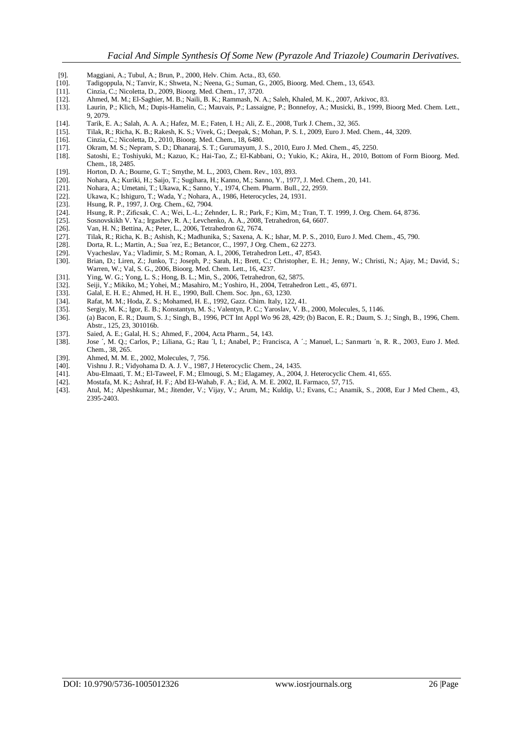[9]. Maggiani, A.; Tubul, A.; Brun, P., 2000, Helv. Chim. Acta., 83, 650.

[10]. Tadigoppula, N.; Tanvir, K.; Shweta, N.; Neena, G.; Suman, G., 2005, Bioorg. Med. Chem., 13, 6543.

[11]. Cinzia, C.; Nicoletta, D., 2009, Bioorg. Med. Chem., 17, 3720.

[12]. Ahmed, M. M.; El-Saghier, M. B.; Naili, B. K.; Rammash, N. A.; Saleh, Khaled, M. K., 2007, Arkivoc, 83.

[13]. Laurin, P.; Klich, M.; Dupis-Hamelin, C.; Mauvais, P.; Lassaigne, P.; Bonnefoy, A.; Musicki, B., 1999, Bioorg Med. Chem. Lett., 9, 2079.

[14]. Tarik, E. A.; Salah, A. A. A.; Hafez, M. E.; Faten, I. H.; Ali, Z. E., 2008, Turk J. Chem., 32, 365.

[15]. Tilak, R.; Richa, K. B.; Rakesh, K. S.; Vivek, G.; Deepak, S.; Mohan, P. S. I., 2009, Euro J. Med. Chem., 44, 3209.

[16]. Cinzia, C.; Nicoletta, D., 2010, Bioorg. Med. Chem., 18, 6480.

[17]. Okram, M. S.; Nepram, S. D.; Dhanaraj, S. T.; Gurumayum, J. S., 2010, Euro J. Med. Chem., 45, 2250.

[18]. Satoshi, E.; Toshiyuki, M.; Kazuo, K.; Hai-Tao, Z.; El-Kabbani, O.; Yukio, K.; Akira, H., 2010, Bottom of Form Bioorg. Med. Chem., 18, 2485.

[19]. Horton, D. A.; Bourne, G. T.; Smythe, M. L., 2003, Chem. Rev., 103, 893.

[20]. Nohara, A.; Kuriki, H.; Saijo, T.; Sugihara, H.; Kanno, M.; Sanno, Y., 1977, J. Med. Chem., 20, 141.

[21]. Nohara, A.; Umetani, T.; Ukawa, K.; Sanno, Y., 1974, Chem. Pharm. Bull., 22, 2959.

[22]. Ukawa, K.; Ishiguro, T.; Wada, Y.; Nohara, A., 1986, Heterocycles, 24, 1931.

[23]. Hsung, R. P., 1997, J. Org. Chem., 62, 7904.

[24]. Hsung, R. P.; Zificsak, C. A.; Wei, L.-L.; Zehnder, L. R.; Park, F.; Kim, M.; Tran, T. T. 1999, J. Org. Chem. 64, 8736.

[25]. Sosnovskikh V. Ya.; Irgashev, R. A.; Levchenko, A. A., 2008, Tetrahedron, 64, 6607.

[26]. Van, H. N.; Bettina, A.; Peter, L., 2006, Tetrahedron 62, 7674.

[27]. Tilak, R.; Richa, K. B.; Ashish, K.; Madhunika, S.; Saxena, A. K.; Ishar, M. P. S., 2010, Euro J. Med. Chem., 45, 790.

[28]. Dorta, R. L.; Martin, A.; Sua ´rez, E.; Betancor, C., 1997, J Org. Chem., 62 2273.

[29]. Vyacheslav, Ya.; Vladimir, S. M.; Roman, A. I., 2006, Tetrahedron Lett., 47, 8543.

[30]. Brian, D.; Liren, Z.; Junko, T.; Joseph, P.; Sarah, H.; Brett, C.; Christopher, E. H.; Jenny, W.; Christi, N.; Ajay, M.; David, S.; Warren, W.; Val, S. G., 2006, Bioorg. Med. Chem. Lett., 16, 4237.

[31]. Ying, W. G.; Yong, L. S.; Hong, B. L.; Min, S., 2006, Tetrahedron, 62, 5875.

[32]. Seiji, Y.; Mikiko, M.; Yohei, M.; Masahiro, M.; Yoshiro, H., 2004, Tetrahedron Lett., 45, 6971.

[33]. Galal, E. H. E.; Ahmed, H. H. E., 1990, Bull. Chem. Soc. Jpn., 63, 1230.

[34]. Rafat, M. M.; Hoda, Z. S.; Mohamed, H. E., 1992, Gazz. Chim. Italy, 122, 41.

[35]. Sergiy, M. K.; Igor, E. B.; Konstantyn, M. S.; Valentyn, P. C.; Yaroslav, V. B., 2000, Molecules, 5, 1146.

[36]. (a) Bacon, E. R.; Daum, S. J.; Singh, B., 1996, PCT Int Appl Wo 96 28, 429; (b) Bacon, E. R.; Daum, S. J.; Singh, B., 1996, Chem. Abstr., 125, 23, 301016b.

[37]. Saied, A. E.; Galal, H. S.; Ahmed, F., 2004, Acta Pharm., 54, 143.

[38]. Jose ´, M. Q.; Carlos, P.; Liliana, G.; Rau ´l, I.; Anabel, P.; Francisca, A ´.; Manuel, L.; Sanmartı ´n, R. R., 2003, Euro J. Med. Chem., 38, 265.

[39]. Ahmed, M. M. E., 2002, Molecules, 7, 756.

[40]. Vishnu J. R.; Vidyohama D. A. J. V., 1987, J Heterocyclic Chem., 24, 1435.

[41]. Abu-Elmaati, T. M.; El-Taweel, F. M.; Elmougi, S. M.; Elagamey, A., 2004, J. Heterocyclic Chem. 41, 655.

[42]. Mostafa, M. K.; Ashraf, H. F.; Abd El-Wahab, F. A.; Eid, A. M. E. 2002, IL Farmaco, 57, 715.

[43]. Atul, M.; Alpeshkumar, M.; Jitender, V.; Vijay, V.; Arum, M.; Kuldip, U.; Evans, C.; Anamik, S., 2008, Eur J Med Chem., 43, 2395-2403.